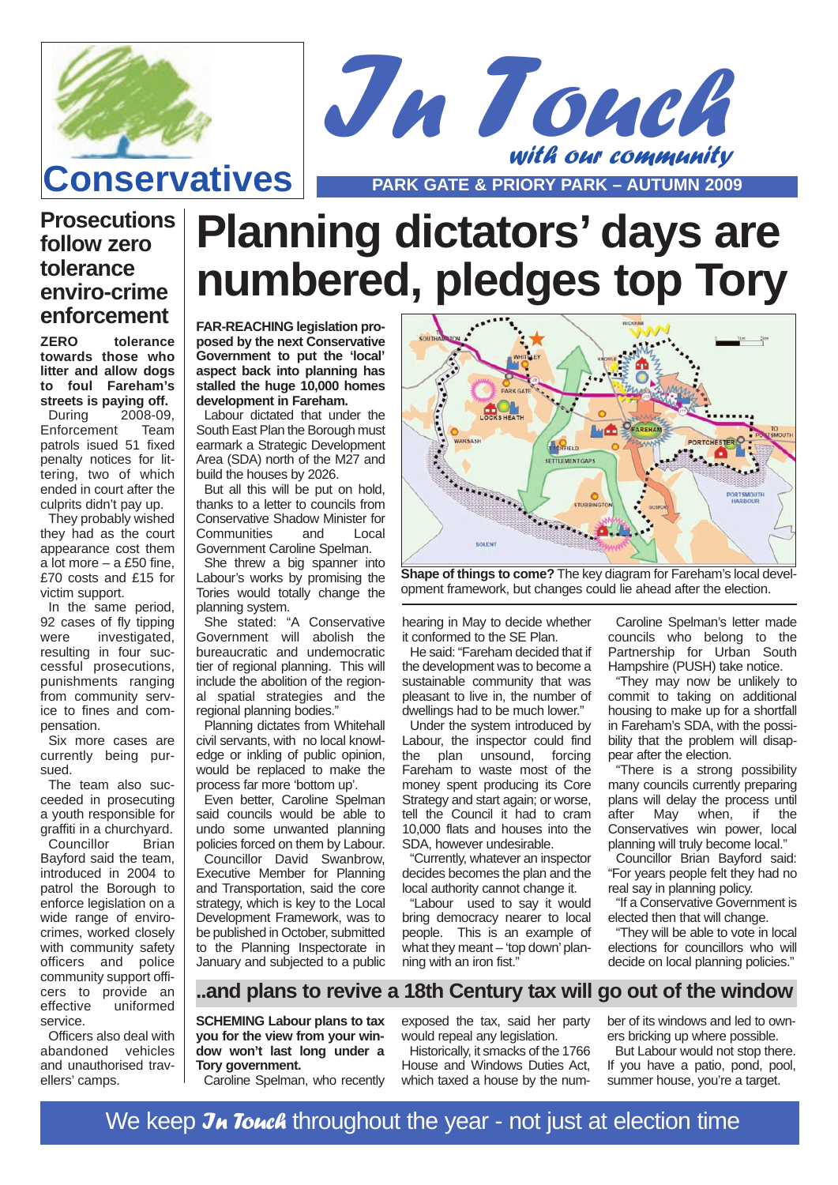Conservatives

# In Touch

*with our community*

PARK GATE & PRIORY PARK – AUTUMN 2009

## Prosecutions follow zero tolerance enviro-crime enforcement

**ZERO tolerance towards those who litter and allow dogs to foul Fareham's streets is paying off.**

During 2008-09, Enforcement Team patrols isued 51 fixed penalty notices for littering, two of which ended in court after the culprits didn't pay up.

They probably wished they had as the court appearance cost them a lot more – a £50 fine, £70 costs and £15 for victim support.

In the same period, 92 cases of fly tipping were investigated, resulting in four successful prosecutions, punishments ranging from community service to fines and compensation.

Six more cases are currently being pursued.

The team also succeeded in prosecuting a youth responsible for graffiti in a churchyard.

Councillor Brian Bayford said the team, introduced in 2004 to patrol the Borough to enforce legislation on a wide range of enviro-crimes, worked closely with community safety officers and police community support officers to provide an effective uniformed service.

Officers also deal with abandoned vehicles and unauthorised travellers' camps.

# Planning dictators' days are numbered, pledges top Tory

**FAR-REACHING legislation proposed by the next Conservative Government to put the 'local' aspect back into planning has stalled the huge 10,000 homes development in Fareham.**

Labour dictated that under the South East Plan the Borough must earmark a Strategic Development Area (SDA) north of the M27 and build the houses by 2026.

But all this will be put on hold, thanks to a letter to councils from Conservative Shadow Minister for Communities and Local Government Caroline Spelman.

She threw a big spanner into Labour's works by promising the Tories would totally change the planning system.

She stated: "A Conservative Government will abolish the bureaucratic and undemocratic tier of regional planning. This will include the abolition of the regional spatial strategies and the regional planning bodies."

Planning dictates from Whitehall civil servants, with no local knowledge or inkling of public opinion, would be replaced to make the process far more 'bottom up'.

Even better, Caroline Spelman said councils would be able to undo some unwanted planning policies forced on them by Labour.

Councillor David Swanbrow, Executive Member for Planning and Transportation, said the core strategy, which is key to the Local Development Framework, was to be published in October, submitted to the Planning Inspectorate in January and subjected to a public hearing in May to decide whether it conformed to the SE Plan.

He said: "Fareham decided that if the development was to become a sustainable community that was pleasant to live in, the number of dwellings had to be much lower."

Under the system introduced by Labour, the inspector could find the plan unsound, forcing Fareham to waste most of the money spent producing its Core Strategy and start again; or worse, tell the Council it had to cram 10,000 flats and houses into the SDA, however undesirable.

"Currently, whatever an inspector decides becomes the plan and the local authority cannot change it.

"Labour used to say it would bring democracy nearer to local people. This is an example of what they meant – 'top down' planning with an iron fist."

Caroline Spelman's letter made councils who belong to the Partnership for Urban South Hampshire (PUSH) take notice.

"They may now be unlikely to commit to taking on additional housing to make up for a shortfall in Fareham's SDA, with the possibility that the problem will disappear after the election.

"There is a strong possibility many councils currently preparing plans will delay the process until after May when, if the Conservatives win power, local planning will truly become local."

Councillor Brian Bayford said: "For years people felt they had no real say in planning policy.

"If a Conservative Government is elected then that will change.

"They will be able to vote in local elections for councillors who will decide on local planning policies."

**Shape of things to come?** The key diagram for Fareham's local development framework, but changes could lie ahead after the election.

## ..and plans to revive a 18th Century tax will go out of the window

**SCHEMING Labour plans to tax you for the view from your window won't last long under a Tory government.**

Caroline Spelman, who recently exposed the tax, said her party would repeal any legislation.

Historically, it smacks of the 1766 House and Windows Duties Act, which taxed a house by the number of its windows and led to owners bricking up where possible.

But Labour would not stop there. If you have a patio, pond, pool, summer house, you're a target.

We keep *In Touch* throughout the year - not just at election time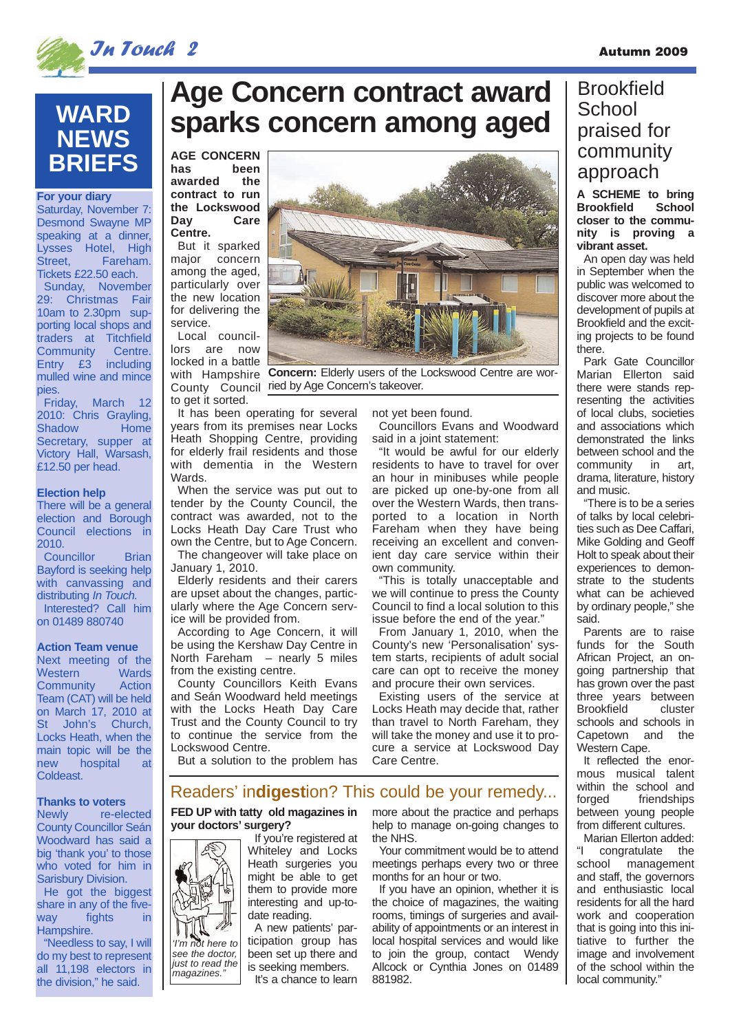# WARD NEWS BRIEFS

**For your diary**

Saturday, November 7: Desmond Swayne MP speaking at a dinner, Lysses Hotel, High Street, Fareham. Tickets £22.50 each.

Sunday, November 29: Christmas Fair 10am to 2.30pm supporting local shops and traders at Titchfield Community Centre. Entry £3 including mulled wine and mince pies.

Friday, March 12 2010: Chris Grayling, Shadow Home Secretary, supper at Victory Hall, Warsash, £12.50 per head.

**Election help**

There will be a general election and Borough Council elections in 2010.

Councillor Brian Bayford is seeking help with canvassing and distributing *In Touch.*

Interested? Call him on 01489 880740

**Action Team venue**

Next meeting of the Western Wards Community Action Team (CAT) will be held on March 17, 2010 at St John's Church, Locks Heath, when the main topic will be the new hospital at Coldeast.

**Thanks to voters**

Newly re-elected County Councillor Seán Woodward has said a big 'thank you' to those who voted for him in Sarisbury Division.

He got the biggest share in any of the five-way fights in Hampshire.

"Needless to say, I will do my best to represent all 11,198 electors in the division," he said.

# Age Concern contract award sparks concern among aged

**AGE CONCERN has been awarded the contract to run the Lockswood Day Care Centre.**

But it sparked major concern among the aged, particularly over the new location for delivering the service.

Local councillors are now locked in a battle with Hampshire County Council to get it sorted.

**Concern:** Elderly users of the Lockswood Centre are worried by Age Concern's takeover.

It has been operating for several years from its premises near Locks Heath Shopping Centre, providing for elderly frail residents and those with dementia in the Western Wards.

When the service was put out to tender by the County Council, the contract was awarded, not to the Locks Heath Day Care Trust who own the Centre, but to Age Concern.

The changeover will take place on January 1, 2010.

Elderly residents and their carers are upset about the changes, particularly where the Age Concern service will be provided from.

According to Age Concern, it will be using the Kershaw Day Centre in North Fareham – nearly 5 miles from the existing centre.

County Councillors Keith Evans and Seán Woodward held meetings with the Locks Heath Day Care Trust and the County Council to try to continue the service from the Lockswood Centre.

But a solution to the problem has not yet been found.

Councillors Evans and Woodward said in a joint statement:

"It would be awful for our elderly residents to have to travel for over an hour in minibuses while people are picked up one-by-one from all over the Western Wards, then transported to a location in North Fareham when they have being receiving an excellent and convenient day care service within their own community.

"This is totally unacceptable and we will continue to press the County Council to find a local solution to this issue before the end of the year."

From January 1, 2010, when the County's new 'Personalisation' system starts, recipients of adult social care can opt to receive the money and procure their own services.

Existing users of the service at Locks Heath may decide that, rather than travel to North Fareham, they will take the money and use it to procure a service at Lockswood Day Care Centre.

## Readers' in**digest**ion? This could be your remedy...

**FED UP with tatty old magazines in your doctors' surgery?**

*'I'm not here to see the doctor, just to read the magazines.'*

If you're registered at Whiteley and Locks Heath surgeries you might be able to get them to provide more interesting and up-to-date reading.

A new patients' participation group has been set up there and is seeking members.

It's a chance to learn more about the practice and perhaps help to manage on-going changes to the NHS.

Your commitment would be to attend meetings perhaps every two or three months for an hour or two.

If you have an opinion, whether it is the choice of magazines, the waiting rooms, timings of surgeries and availability of appointments or an interest in local hospital services and would like to join the group, contact Wendy Allcock or Cynthia Jones on 01489 881982.

# Brookfield School praised for community approach

**A SCHEME to bring Brookfield School closer to the community is proving a vibrant asset.**

An open day was held in September when the public was welcomed to discover more about the development of pupils at Brookfield and the exciting projects to be found there.

Park Gate Councillor Marian Ellerton said there were stands representing the activities of local clubs, societies and associations which demonstrated the links between school and the community in art, drama, literature, history and music.

"There is to be a series of talks by local celebrities such as Dee Caffari, Mike Golding and Geoff Holt to speak about their experiences to demonstrate to the students what can be achieved by ordinary people," she said.

Parents are to raise funds for the South African Project, an on-going partnership that has grown over the past three years between Brookfield cluster schools and schools in Capetown and the Western Cape.

It reflected the enormous musical talent within the school and forged friendships between young people from different cultures.

Marian Ellerton added: "I congratulate the school management and staff, the governors and enthusiastic local residents for all the hard work and cooperation that is going into this initiative to further the image and involvement of the school within the local community."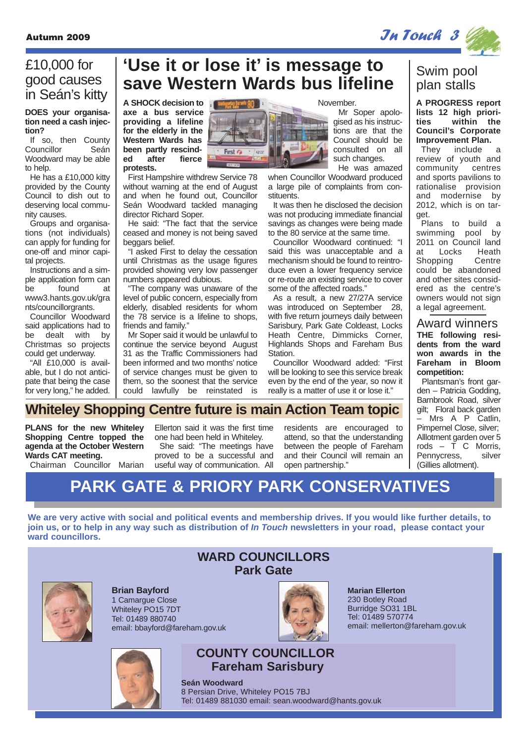## £10,000 for good causes in Seán's kitty

**DOES your organisation need a cash injection?**

If so, then County Councillor Seán Woodward may be able to help.

He has a £10,000 kitty provided by the County Council to dish out to deserving local community causes.

Groups and organisations (not individuals) can apply for funding for one-off and minor capital projects.

Instructions and a simple application form can be found at www3.hants.gov.uk/grants/councillorgrants.

Councillor Woodward said applications had to be dealt with by Christmas so projects could get underway.

"All £10,000 is available, but I do not anticipate that being the case for very long," he added.

# 'Use it or lose it' is message to save Western Wards bus lifeline

**A SHOCK decision to axe a bus service providing a lifeline for the elderly in the Western Wards has been partly rescinded after fierce protests.**

First Hampshire withdrew Service 78 without warning at the end of August and when he found out, Councillor Seán Woodward tackled managing director Richard Soper.

He said: "The fact that the service ceased and money is not being saved beggars belief.

"I asked First to delay the cessation until Christmas as the usage figures provided showing very low passenger numbers appeared dubious.

"The company was unaware of the level of public concern, especially from elderly, disabled residents for whom the 78 service is a lifeline to shops, friends and family."

Mr Soper said it would be unlawful to continue the service beyond August 31 as the Traffic Commissioners had been informed and two months' notice of service changes must be given to them, so the soonest that the service could lawfully be reinstated is November.

Mr Soper apologised as his instructions are that the Council should be consulted on all such changes.

He was amazed when Councillor Woodward produced a large pile of complaints from constituents.

It was then he disclosed the decision was not producing immediate financial savings as changes were being made to the 80 service at the same time.

Councillor Woodward continued: "I said this was unacceptable and a mechanism should be found to reintroduce even a lower frequency service or re-route an existing service to cover some of the affected roads."

As a result, a new 27/27A service was introduced on September 28, with five return journeys daily between Sarisbury, Park Gate Coldeast, Locks Heath Centre, Dimmicks Corner, Highlands Shops and Fareham Bus Station.

Councillor Woodward added: "First will be looking to see this service break even by the end of the year, so now it really is a matter of use it or lose it."

## Swim pool plan stalls

**A PROGRESS report lists 12 high priorities within the Council's Corporate Improvement Plan.**

They include a review of youth and community centres and sports pavilions to rationalise provision and modernise by 2012, which is on target.

Plans to build a swimming pool by 2011 on Council land at Locks Heath Shopping Centre could be abandoned and other sites considered as the centre's owners would not sign a legal agreement.

## Award winners

**THE following residents from the ward won awards in the Fareham in Bloom competition:**

Plantsman's front garden – Patricia Godding, Barnbrook Road, silver gilt; Floral back garden – Mrs A P Catlin, Pimpernel Close, silver; Allotment garden over 5 rods – T C Morris, Pennycress, silver (Gillies allotment).

## Whiteley Shopping Centre future is main Action Team topic

**PLANS for the new Whiteley Shopping Centre topped the agenda at the October Western Wards CAT meeting.**

Chairman Councillor Marian Ellerton said it the first time one had been held in Whiteley.

She said: "The meetings have proved to be a successful and useful way of communication. All residents are encouraged to attend, so that the understanding between the people of Fareham and their Council will remain an open partnership."

# PARK GATE & PRIORY PARK CONSERVATIVES

**We are very active with social and political events and membership drives. If you would like further details, to join us, or to help in any way such as distribution of *In Touch* newsletters in your road, please contact your ward councillors.**

## WARD COUNCILLORS
## Park Gate

**Brian Bayford**
1 Camargue Close
Whiteley PO15 7DT
Tel: 01489 880740
email: bbayford@fareham.gov.uk

**Marian Ellerton**
230 Botley Road
Burridge SO31 1BL
Tel: 01489 570774
email: mellerton@fareham.gov.uk

## COUNTY COUNCILLOR
## Fareham Sarisbury

**Seán Woodward**
8 Persian Drive, Whiteley PO15 7BJ
Tel: 01489 881030 email: sean.woodward@hants.gov.uk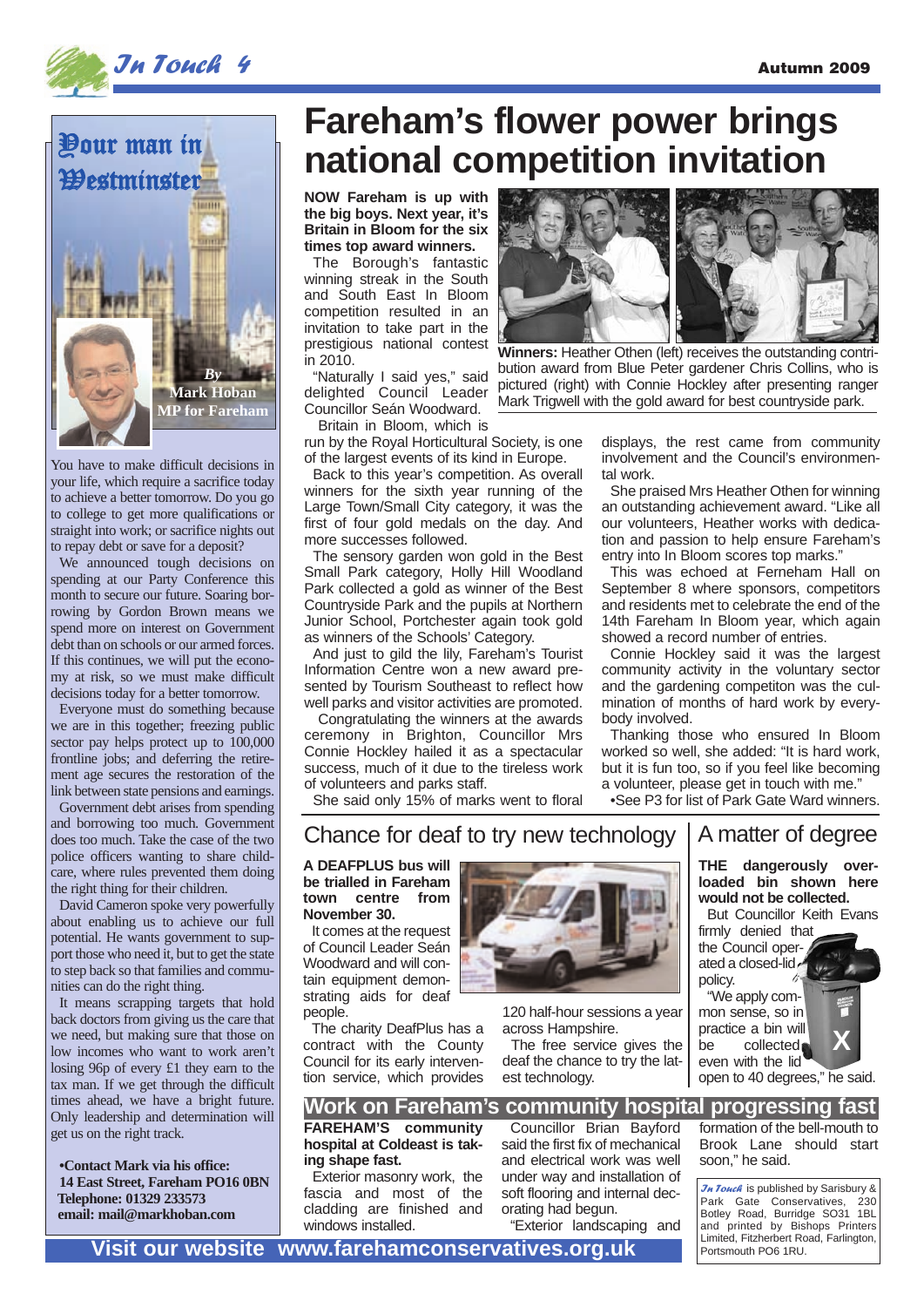# Fareham's flower power brings national competition invitation

**NOW Fareham is up with the big boys. Next year, it's Britain in Bloom for the six times top award winners.**

The Borough's fantastic winning streak in the South and South East In Bloom competition resulted in an invitation to take part in the prestigious national contest in 2010.

"Naturally I said yes," said delighted Council Leader Councillor Seán Woodward.

Britain in Bloom, which is run by the Royal Horticultural Society, is one of the largest events of its kind in Europe.

Back to this year's competition. As overall winners for the sixth year running of the Large Town/Small City category, it was the first of four gold medals on the day. And more successes followed.

The sensory garden won gold in the Best Small Park category, Holly Hill Woodland Park collected a gold as winner of the Best Countryside Park and the pupils at Northern Junior School, Portchester again took gold as winners of the Schools' Category.

And just to gild the lily, Fareham's Tourist Information Centre won a new award presented by Tourism Southeast to reflect how well parks and visitor activities are promoted.

Congratulating the winners at the awards ceremony in Brighton, Councillor Mrs Connie Hockley hailed it as a spectacular success, much of it due to the tireless work of volunteers and parks staff.

She said only 15% of marks went to floral displays, the rest came from community involvement and the Council's environmental work.

She praised Mrs Heather Othen for winning an outstanding achievement award. "Like all our volunteers, Heather works with dedication and passion to help ensure Fareham's entry into In Bloom scores top marks."

This was echoed at Ferneham Hall on September 8 where sponsors, competitors and residents met to celebrate the end of the 14th Fareham In Bloom year, which again showed a record number of entries.

Connie Hockley said it was the largest community activity in the voluntary sector and the gardening competiton was the culmination of months of hard work by everybody involved.

Thanking those who ensured In Bloom worked so well, she added: "It is hard work, but it is fun too, so if you feel like becoming a volunteer, please get in touch with me."

•See P3 for list of Park Gate Ward winners.

**Winners:** Heather Othen (left) receives the outstanding contribution award from Blue Peter gardener Chris Collins, who is pictured (right) with Connie Hockley after presenting ranger Mark Trigwell with the gold award for best countryside park.

## Your man in Westminster

*By* **Mark Hoban MP for Fareham**

You have to make difficult decisions in your life, which require a sacrifice today to achieve a better tomorrow. Do you go to college to get more qualifications or straight into work; or sacrifice nights out to repay debt or save for a deposit?

We announced tough decisions on spending at our Party Conference this month to secure our future. Soaring borrowing by Gordon Brown means we spend more on interest on Government debt than on schools or our armed forces. If this continues, we will put the economy at risk, so we must make difficult decisions today for a better tomorrow.

Everyone must do something because we are in this together; freezing public sector pay helps protect up to 100,000 frontline jobs; and deferring the retirement age secures the restoration of the link between state pensions and earnings.

Government debt arises from spending and borrowing too much. Government does too much. Take the case of the two police officers wanting to share childcare, where rules prevented them doing the right thing for their children.

David Cameron spoke very powerfully about enabling us to achieve our full potential. He wants government to support those who need it, but to get the state to step back so that families and communities can do the right thing.

It means scrapping targets that hold back doctors from giving us the care that we need, but making sure that those on low incomes who work aren't losing 96p of every £1 they earn to the tax man. If we get through the difficult times ahead, we have a bright future. Only leadership and determination will get us on the right track.

**•Contact Mark via his office:**
**14 East Street, Fareham PO16 0BN**
**Telephone: 01329 233573**
**email: mail@markhoban.com**

## Chance for deaf to try new technology

**A DEAFPLUS bus will be trialled in Fareham town centre from November 30.**

It comes at the request of Council Leader Seán Woodward and will contain equipment demonstrating aids for deaf people.

The charity DeafPlus has a contract with the County Council for its early intervention service, which provides 120 half-hour sessions a year across Hampshire.

The free service gives the deaf the chance to try the latest technology.

## A matter of degree

**THE dangerously overloaded bin shown here would not be collected.**

But Councillor Keith Evans firmly denied that the Council operated a closed-lid policy.

"We apply common sense, so in practice a bin will be collected even with the lid open to 40 degrees," he said.

## Work on Fareham's community hospital progressing fast

**FAREHAM'S community hospital at Coldeast is taking shape fast.**

Exterior masonry work, the fascia and most of the cladding are finished and windows installed.

Councillor Brian Bayford said the first fix of mechanical and electrical work was well under way and installation of soft flooring and internal decorating had begun.

"Exterior landscaping and formation of the bell-mouth to Brook Lane should start soon," he said.

*In Touch* is published by Sarisbury & Park Gate Conservatives, 230 Botley Road, Burridge SO31 1BL and printed by Bishops Printers Limited, Fitzherbert Road, Farlington, Portsmouth PO6 1RU.

**Visit our website www.farehamconservatives.org.uk**